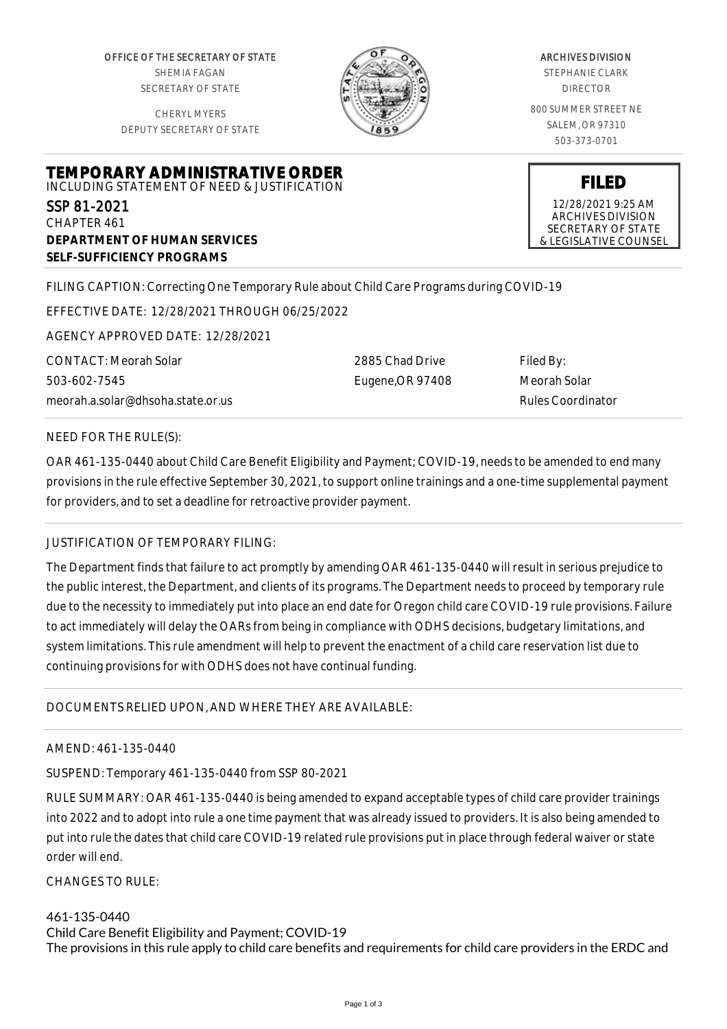OFFICE OF THE SECRETARY OF STATE
SHEMIA FAGAN
SECRETARY OF STATE

CHERYL MYERS
DEPUTY SECRETARY OF STATE

ARCHIVES DIVISION
STEPHANIE CLARK
DIRECTOR

800 SUMMER STREET NE
SALEM, OR 97310
503-373-0701

# TEMPORARY ADMINISTRATIVE ORDER

INCLUDING STATEMENT OF NEED & JUSTIFICATION

**FILED**
12/28/2021 9:25 AM
ARCHIVES DIVISION
SECRETARY OF STATE
& LEGISLATIVE COUNSEL

SSP 81-2021
CHAPTER 461
**DEPARTMENT OF HUMAN SERVICES**
**SELF-SUFFICIENCY PROGRAMS**

FILING CAPTION: Correcting One Temporary Rule about Child Care Programs during COVID-19

EFFECTIVE DATE: 12/28/2021 THROUGH 06/25/2022

AGENCY APPROVED DATE: 12/28/2021

CONTACT: Meorah Solar
503-602-7545
meorah.a.solar@dhsoha.state.or.us

2885 Chad Drive
Eugene,OR 97408

Filed By:
Meorah Solar
Rules Coordinator

NEED FOR THE RULE(S):

OAR 461-135-0440 about Child Care Benefit Eligibility and Payment; COVID-19, needs to be amended to end many provisions in the rule effective September 30, 2021, to support online trainings and a one-time supplemental payment for providers, and to set a deadline for retroactive provider payment.

JUSTIFICATION OF TEMPORARY FILING:

The Department finds that failure to act promptly by amending OAR 461-135-0440 will result in serious prejudice to the public interest, the Department, and clients of its programs. The Department needs to proceed by temporary rule due to the necessity to immediately put into place an end date for Oregon child care COVID-19 rule provisions. Failure to act immediately will delay the OARs from being in compliance with ODHS decisions, budgetary limitations, and system limitations. This rule amendment will help to prevent the enactment of a child care reservation list due to continuing provisions for with ODHS does not have continual funding.

DOCUMENTS RELIED UPON, AND WHERE THEY ARE AVAILABLE:

AMEND: 461-135-0440

SUSPEND: Temporary 461-135-0440 from SSP 80-2021

RULE SUMMARY: OAR 461-135-0440 is being amended to expand acceptable types of child care provider trainings into 2022 and to adopt into rule a one time payment that was already issued to providers. It is also being amended to put into rule the dates that child care COVID-19 related rule provisions put in place through federal waiver or state order will end.

CHANGES TO RULE:

461-135-0440
Child Care Benefit Eligibility and Payment; COVID-19
The provisions in this rule apply to child care benefits and requirements for child care providers in the ERDC and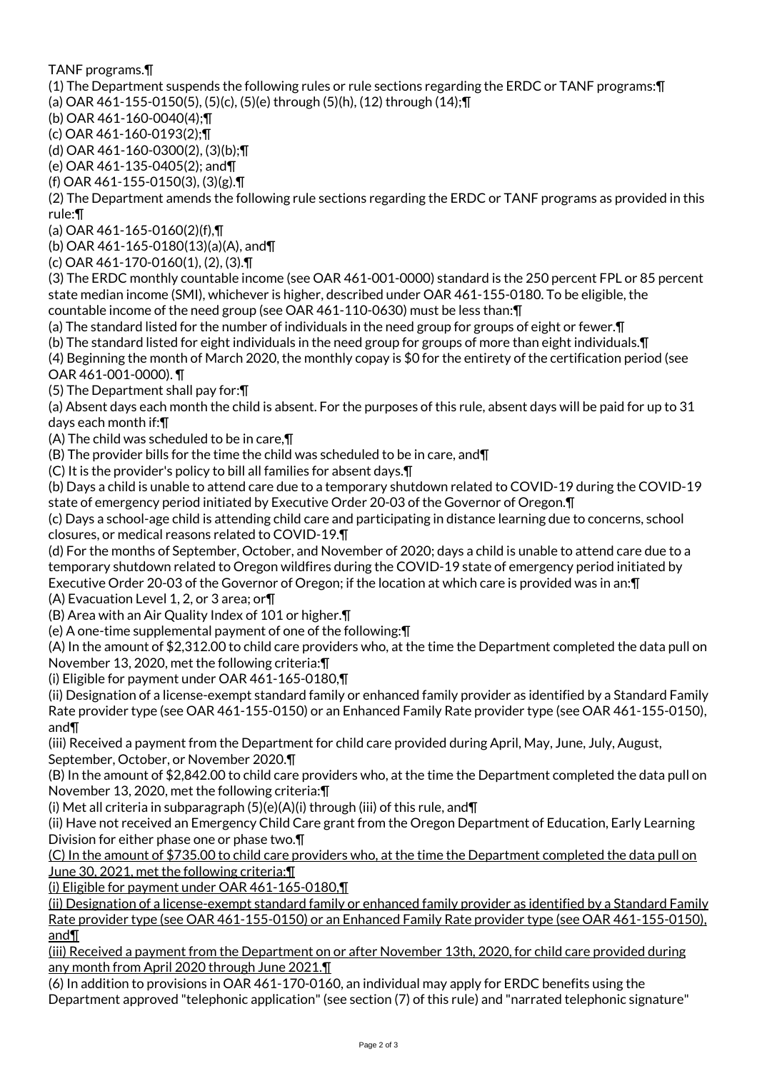TANF programs.¶

(1) The Department suspends the following rules or rule sections regarding the ERDC or TANF programs:¶

(a) OAR 461-155-0150(5), (5)(c), (5)(e) through (5)(h), (12) through (14);¶

(b) OAR 461-160-0040(4);¶

(c) OAR 461-160-0193(2);¶

(d) OAR 461-160-0300(2), (3)(b);¶

(e) OAR 461-135-0405(2); and¶

(f) OAR 461-155-0150(3), (3)(g).¶

(2) The Department amends the following rule sections regarding the ERDC or TANF programs as provided in this rule:¶

(a) OAR 461-165-0160(2)(f),¶

(b) OAR 461-165-0180(13)(a)(A), and¶

(c) OAR 461-170-0160(1), (2), (3).¶

(3) The ERDC monthly countable income (see OAR 461-001-0000) standard is the 250 percent FPL or 85 percent state median income (SMI), whichever is higher, described under OAR 461-155-0180. To be eligible, the countable income of the need group (see OAR 461-110-0630) must be less than:¶

(a) The standard listed for the number of individuals in the need group for groups of eight or fewer.¶

(b) The standard listed for eight individuals in the need group for groups of more than eight individuals.¶

(4) Beginning the month of March 2020, the monthly copay is $0 for the entirety of the certification period (see OAR 461-001-0000). ¶

(5) The Department shall pay for:¶

(a) Absent days each month the child is absent. For the purposes of this rule, absent days will be paid for up to 31 days each month if:¶

(A) The child was scheduled to be in care,¶

(B) The provider bills for the time the child was scheduled to be in care, and¶

(C) It is the provider's policy to bill all families for absent days.¶

(b) Days a child is unable to attend care due to a temporary shutdown related to COVID-19 during the COVID-19 state of emergency period initiated by Executive Order 20-03 of the Governor of Oregon.¶

(c) Days a school-age child is attending child care and participating in distance learning due to concerns, school closures, or medical reasons related to COVID-19.¶

(d) For the months of September, October, and November of 2020; days a child is unable to attend care due to a temporary shutdown related to Oregon wildfires during the COVID-19 state of emergency period initiated by Executive Order 20-03 of the Governor of Oregon; if the location at which care is provided was in an:¶

(A) Evacuation Level 1, 2, or 3 area; or¶

(B) Area with an Air Quality Index of 101 or higher.¶

(e) A one-time supplemental payment of one of the following:¶

(A) In the amount of $2,312.00 to child care providers who, at the time the Department completed the data pull on November 13, 2020, met the following criteria:¶

(i) Eligible for payment under OAR 461-165-0180,¶

(ii) Designation of a license-exempt standard family or enhanced family provider as identified by a Standard Family Rate provider type (see OAR 461-155-0150) or an Enhanced Family Rate provider type (see OAR 461-155-0150), and¶

(iii) Received a payment from the Department for child care provided during April, May, June, July, August, September, October, or November 2020.¶

(B) In the amount of $2,842.00 to child care providers who, at the time the Department completed the data pull on November 13, 2020, met the following criteria:¶

(i) Met all criteria in subparagraph (5)(e)(A)(i) through (iii) of this rule, and¶

(ii) Have not received an Emergency Child Care grant from the Oregon Department of Education, Early Learning Division for either phase one or phase two.¶

<u>(C) In the amount of $735.00 to child care providers who, at the time the Department completed the data pull on June 30, 2021, met the following criteria:¶</u>

<u>(i) Eligible for payment under OAR 461-165-0180,¶</u>

<u>(ii) Designation of a license-exempt standard family or enhanced family provider as identified by a Standard Family Rate provider type (see OAR 461-155-0150) or an Enhanced Family Rate provider type (see OAR 461-155-0150), and¶</u>

<u>(iii) Received a payment from the Department on or after November 13th, 2020, for child care provided during any month from April 2020 through June 2021.¶</u>

(6) In addition to provisions in OAR 461-170-0160, an individual may apply for ERDC benefits using the Department approved "telephonic application" (see section (7) of this rule) and "narrated telephonic signature"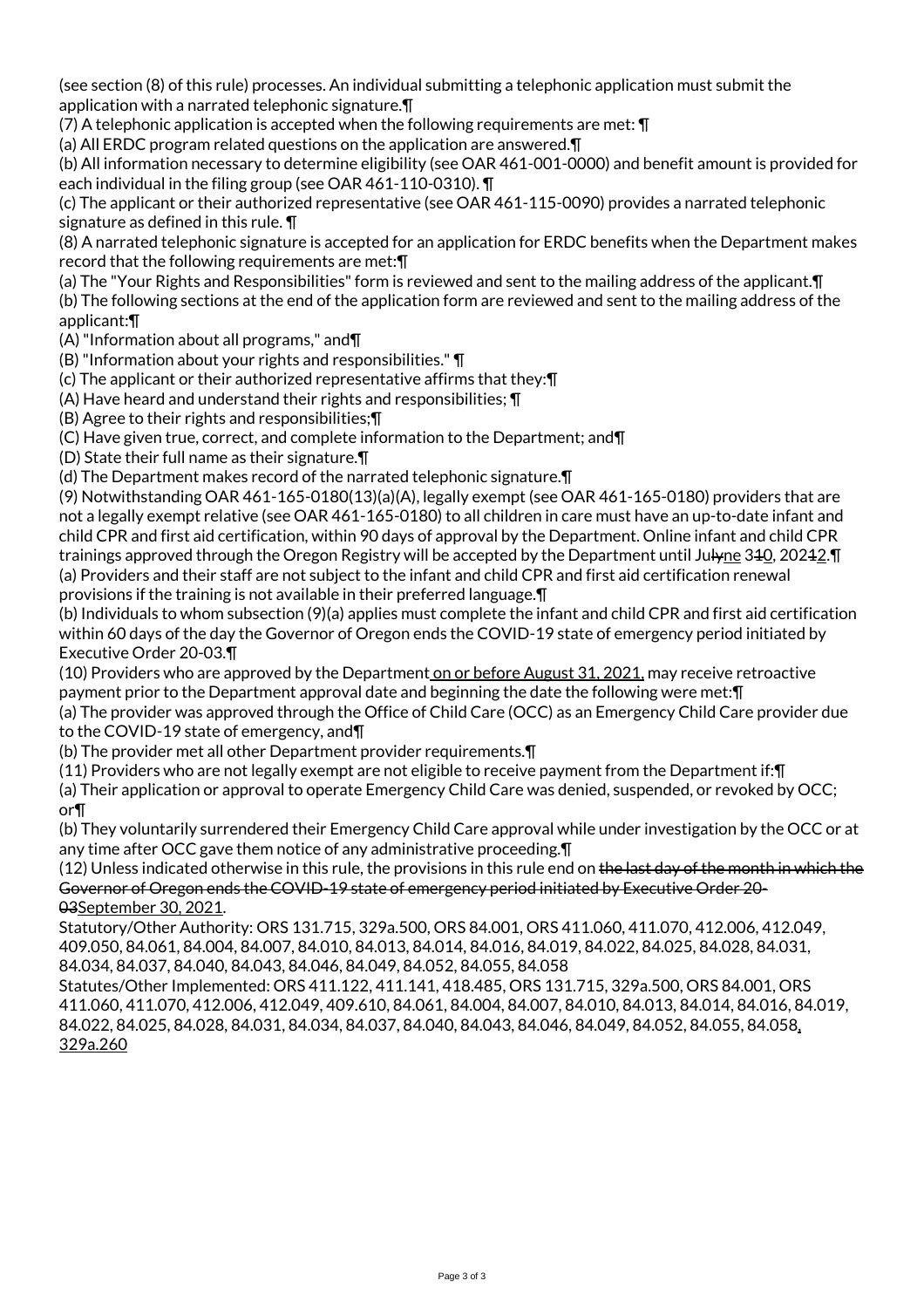(see section (8) of this rule) processes. An individual submitting a telephonic application must submit the application with a narrated telephonic signature.¶

(7) A telephonic application is accepted when the following requirements are met: ¶

(a) All ERDC program related questions on the application are answered.¶

(b) All information necessary to determine eligibility (see OAR 461-001-0000) and benefit amount is provided for each individual in the filing group (see OAR 461-110-0310). ¶

(c) The applicant or their authorized representative (see OAR 461-115-0090) provides a narrated telephonic signature as defined in this rule. ¶

(8) A narrated telephonic signature is accepted for an application for ERDC benefits when the Department makes record that the following requirements are met:¶

(a) The "Your Rights and Responsibilities" form is reviewed and sent to the mailing address of the applicant.¶

(b) The following sections at the end of the application form are reviewed and sent to the mailing address of the applicant:¶

(A) "Information about all programs," and¶

(B) "Information about your rights and responsibilities." ¶

(c) The applicant or their authorized representative affirms that they:¶

(A) Have heard and understand their rights and responsibilities; ¶

(B) Agree to their rights and responsibilities;¶

(C) Have given true, correct, and complete information to the Department; and¶

(D) State their full name as their signature.¶

(d) The Department makes record of the narrated telephonic signature.¶

(9) Notwithstanding OAR 461-165-0180(13)(a)(A), legally exempt (see OAR 461-165-0180) providers that are not a legally exempt relative (see OAR 461-165-0180) to all children in care must have an up-to-date infant and child CPR and first aid certification, within 90 days of approval by the Department. Online infant and child CPR trainings approved through the Oregon Registry will be accepted by the Department until Ju~~ly~~ne 3~~1~~0, 202~~1~~2.¶

(a) Providers and their staff are not subject to the infant and child CPR and first aid certification renewal provisions if the training is not available in their preferred language.¶

(b) Individuals to whom subsection (9)(a) applies must complete the infant and child CPR and first aid certification within 60 days of the day the Governor of Oregon ends the COVID-19 state of emergency period initiated by Executive Order 20-03.¶

(10) Providers who are approved by the Department on or before August 31, 2021, may receive retroactive payment prior to the Department approval date and beginning the date the following were met:¶

(a) The provider was approved through the Office of Child Care (OCC) as an Emergency Child Care provider due to the COVID-19 state of emergency, and¶

(b) The provider met all other Department provider requirements.¶

(11) Providers who are not legally exempt are not eligible to receive payment from the Department if:¶

(a) Their application or approval to operate Emergency Child Care was denied, suspended, or revoked by OCC; or¶

(b) They voluntarily surrendered their Emergency Child Care approval while under investigation by the OCC or at any time after OCC gave them notice of any administrative proceeding.¶

(12) Unless indicated otherwise in this rule, the provisions in this rule end on ~~the last day of the month in which the Governor of Oregon ends the COVID-19 state of emergency period initiated by Executive Order 20-03~~September 30, 2021.

Statutory/Other Authority: ORS 131.715, 329a.500, ORS 84.001, ORS 411.060, 411.070, 412.006, 412.049, 409.050, 84.061, 84.004, 84.007, 84.010, 84.013, 84.014, 84.016, 84.019, 84.022, 84.025, 84.028, 84.031, 84.034, 84.037, 84.040, 84.043, 84.046, 84.049, 84.052, 84.055, 84.058

Statutes/Other Implemented: ORS 411.122, 411.141, 418.485, ORS 131.715, 329a.500, ORS 84.001, ORS 411.060, 411.070, 412.006, 412.049, 409.610, 84.061, 84.004, 84.007, 84.010, 84.013, 84.014, 84.016, 84.019, 84.022, 84.025, 84.028, 84.031, 84.034, 84.037, 84.040, 84.043, 84.046, 84.049, 84.052, 84.055, 84.058, 329a.260